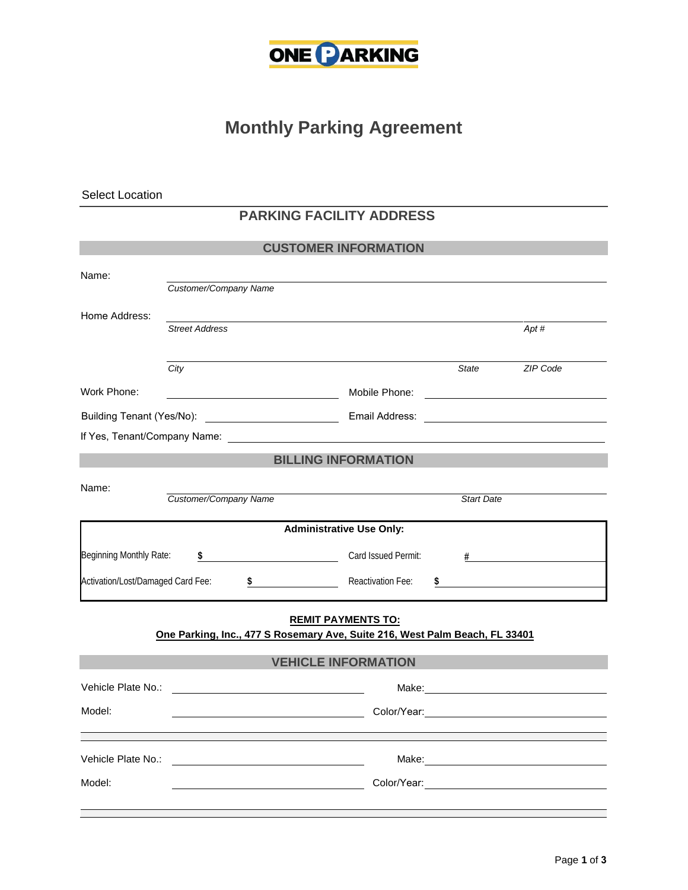ONE PARKING

# Monthly Parking Agreement

Select Location

## PARKING FACILITY ADDRESS

## CUSTOMER INFORMATION

Name: ______________________________
*Customer/Company Name*

Home Address: ______________________________ ________
*Street Address* *Apt #*

______________________________ ________ ________
*City* *State* *ZIP Code*

Work Phone: ____________________ Mobile Phone: ____________________

Building Tenant (Yes/No): ____________________ Email Address: ____________________

If Yes, Tenant/Company Name: ______________________________

## BILLING INFORMATION

Name: ______________________________ ____________
*Customer/Company Name* *Start Date*

**Administrative Use Only:**

| | | | |
|---|---|---|---|
| Beginning Monthly Rate: | **$** | Card Issued Permit: | **#** |
| Activation/Lost/Damaged Card Fee: | **$** | Reactivation Fee: | **$** |

**REMIT PAYMENTS TO:**
**One Parking, Inc., 477 S Rosemary Ave, Suite 216, West Palm Beach, FL 33401**

## VEHICLE INFORMATION

Vehicle Plate No.: ____________________ Make: ____________________

Model: ____________________ Color/Year: ____________________

Vehicle Plate No.: ____________________ Make: ____________________

Model: ____________________ Color/Year: ____________________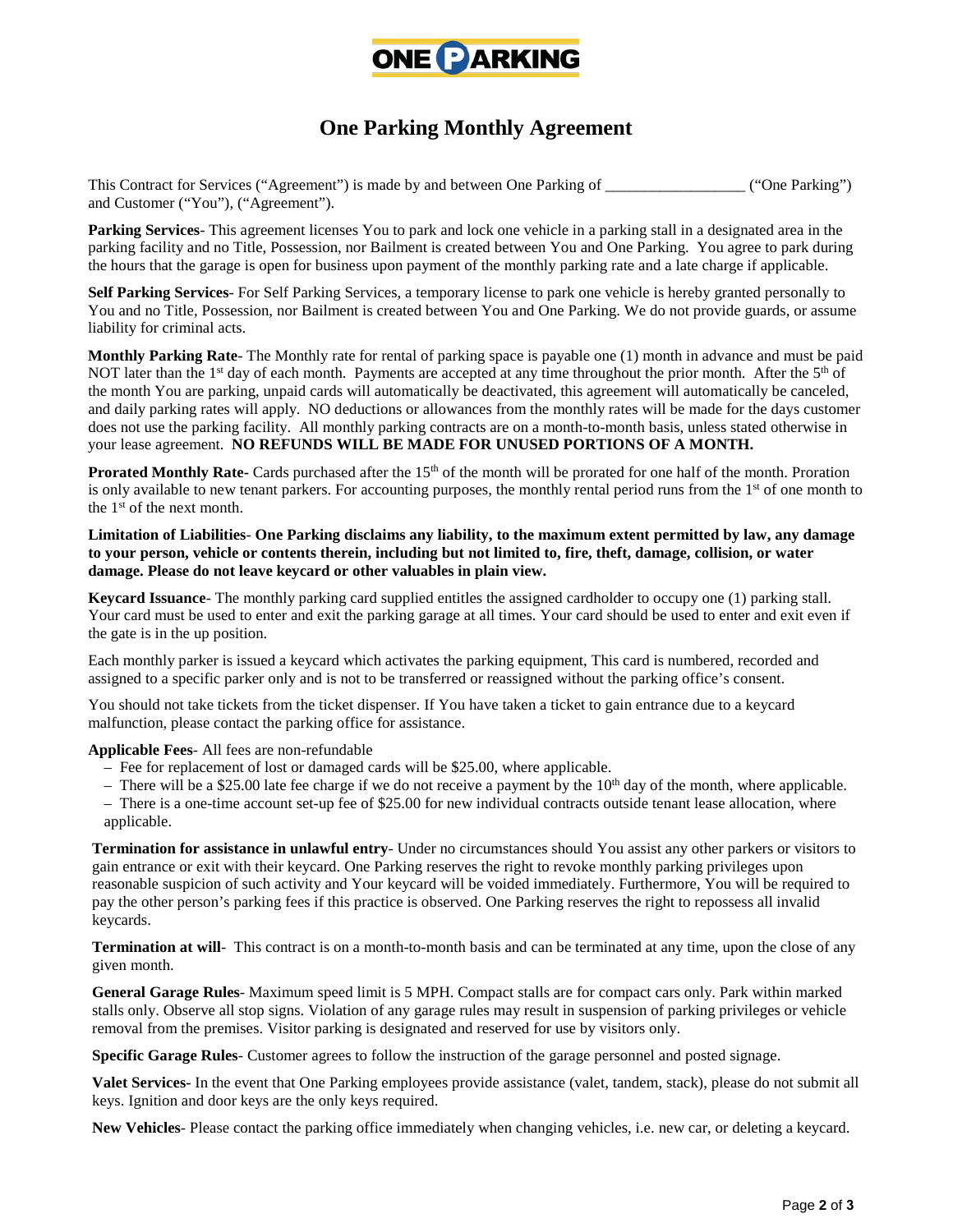# One Parking Monthly Agreement

This Contract for Services ("Agreement") is made by and between One Parking of __________________ ("One Parking") and Customer ("You"), ("Agreement").

**Parking Services**- This agreement licenses You to park and lock one vehicle in a parking stall in a designated area in the parking facility and no Title, Possession, nor Bailment is created between You and One Parking. You agree to park during the hours that the garage is open for business upon payment of the monthly parking rate and a late charge if applicable.

**Self Parking Services**- For Self Parking Services, a temporary license to park one vehicle is hereby granted personally to You and no Title, Possession, nor Bailment is created between You and One Parking. We do not provide guards, or assume liability for criminal acts.

**Monthly Parking Rate**- The Monthly rate for rental of parking space is payable one (1) month in advance and must be paid NOT later than the 1st day of each month. Payments are accepted at any time throughout the prior month. After the 5th of the month You are parking, unpaid cards will automatically be deactivated, this agreement will automatically be canceled, and daily parking rates will apply. NO deductions or allowances from the monthly rates will be made for the days customer does not use the parking facility. All monthly parking contracts are on a month-to-month basis, unless stated otherwise in your lease agreement. **NO REFUNDS WILL BE MADE FOR UNUSED PORTIONS OF A MONTH.**

**Prorated Monthly Rate-** Cards purchased after the 15th of the month will be prorated for one half of the month. Proration is only available to new tenant parkers. For accounting purposes, the monthly rental period runs from the 1st of one month to the 1st of the next month.

**Limitation of Liabilities- One Parking disclaims any liability, to the maximum extent permitted by law, any damage to your person, vehicle or contents therein, including but not limited to, fire, theft, damage, collision, or water damage. Please do not leave keycard or other valuables in plain view.**

**Keycard Issuance**- The monthly parking card supplied entitles the assigned cardholder to occupy one (1) parking stall. Your card must be used to enter and exit the parking garage at all times. Your card should be used to enter and exit even if the gate is in the up position.

Each monthly parker is issued a keycard which activates the parking equipment, This card is numbered, recorded and assigned to a specific parker only and is not to be transferred or reassigned without the parking office's consent.

You should not take tickets from the ticket dispenser. If You have taken a ticket to gain entrance due to a keycard malfunction, please contact the parking office for assistance.

**Applicable Fees**- All fees are non-refundable

- Fee for replacement of lost or damaged cards will be $25.00, where applicable.
- There will be a $25.00 late fee charge if we do not receive a payment by the 10th day of the month, where applicable.
- There is a one-time account set-up fee of $25.00 for new individual contracts outside tenant lease allocation, where applicable.

**Termination for assistance in unlawful entry**- Under no circumstances should You assist any other parkers or visitors to gain entrance or exit with their keycard. One Parking reserves the right to revoke monthly parking privileges upon reasonable suspicion of such activity and Your keycard will be voided immediately. Furthermore, You will be required to pay the other person's parking fees if this practice is observed. One Parking reserves the right to repossess all invalid keycards.

**Termination at will**- This contract is on a month-to-month basis and can be terminated at any time, upon the close of any given month.

**General Garage Rules**- Maximum speed limit is 5 MPH. Compact stalls are for compact cars only. Park within marked stalls only. Observe all stop signs. Violation of any garage rules may result in suspension of parking privileges or vehicle removal from the premises. Visitor parking is designated and reserved for use by visitors only.

**Specific Garage Rules**- Customer agrees to follow the instruction of the garage personnel and posted signage.

**Valet Services-** In the event that One Parking employees provide assistance (valet, tandem, stack), please do not submit all keys. Ignition and door keys are the only keys required.

**New Vehicles**- Please contact the parking office immediately when changing vehicles, i.e. new car, or deleting a keycard.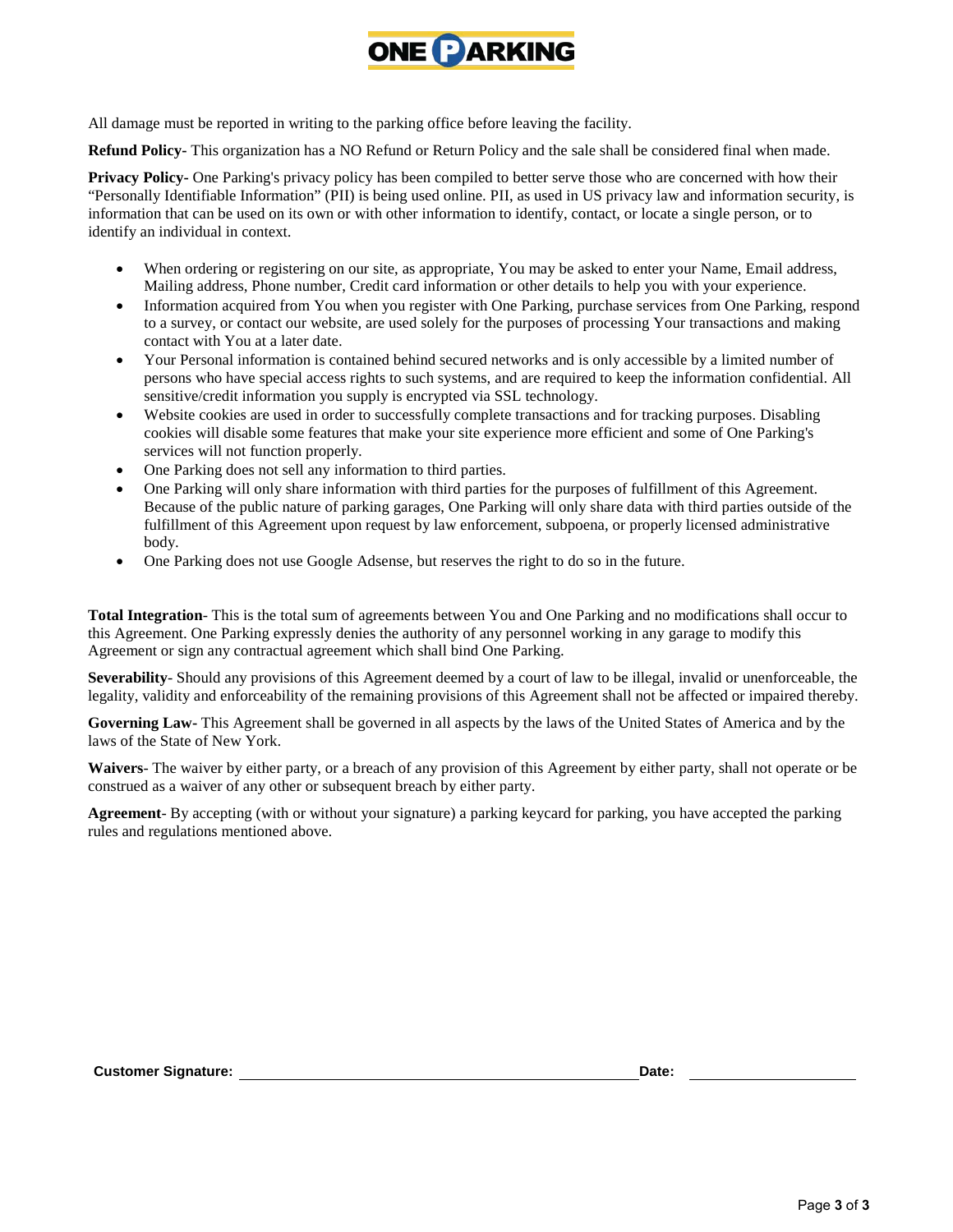All damage must be reported in writing to the parking office before leaving the facility.

**Refund Policy-** This organization has a NO Refund or Return Policy and the sale shall be considered final when made.

**Privacy Policy-** One Parking's privacy policy has been compiled to better serve those who are concerned with how their "Personally Identifiable Information" (PII) is being used online. PII, as used in US privacy law and information security, is information that can be used on its own or with other information to identify, contact, or locate a single person, or to identify an individual in context.

- When ordering or registering on our site, as appropriate, You may be asked to enter your Name, Email address, Mailing address, Phone number, Credit card information or other details to help you with your experience.
- Information acquired from You when you register with One Parking, purchase services from One Parking, respond to a survey, or contact our website, are used solely for the purposes of processing Your transactions and making contact with You at a later date.
- Your Personal information is contained behind secured networks and is only accessible by a limited number of persons who have special access rights to such systems, and are required to keep the information confidential. All sensitive/credit information you supply is encrypted via SSL technology.
- Website cookies are used in order to successfully complete transactions and for tracking purposes. Disabling cookies will disable some features that make your site experience more efficient and some of One Parking's services will not function properly.
- One Parking does not sell any information to third parties.
- One Parking will only share information with third parties for the purposes of fulfillment of this Agreement. Because of the public nature of parking garages, One Parking will only share data with third parties outside of the fulfillment of this Agreement upon request by law enforcement, subpoena, or properly licensed administrative body.
- One Parking does not use Google Adsense, but reserves the right to do so in the future.

**Total Integration**- This is the total sum of agreements between You and One Parking and no modifications shall occur to this Agreement. One Parking expressly denies the authority of any personnel working in any garage to modify this Agreement or sign any contractual agreement which shall bind One Parking.

**Severability**- Should any provisions of this Agreement deemed by a court of law to be illegal, invalid or unenforceable, the legality, validity and enforceability of the remaining provisions of this Agreement shall not be affected or impaired thereby.

**Governing Law**- This Agreement shall be governed in all aspects by the laws of the United States of America and by the laws of the State of New York.

**Waivers**- The waiver by either party, or a breach of any provision of this Agreement by either party, shall not operate or be construed as a waiver of any other or subsequent breach by either party.

**Agreement**- By accepting (with or without your signature) a parking keycard for parking, you have accepted the parking rules and regulations mentioned above.

**Customer Signature:** ______________________________ **Date:** ________________